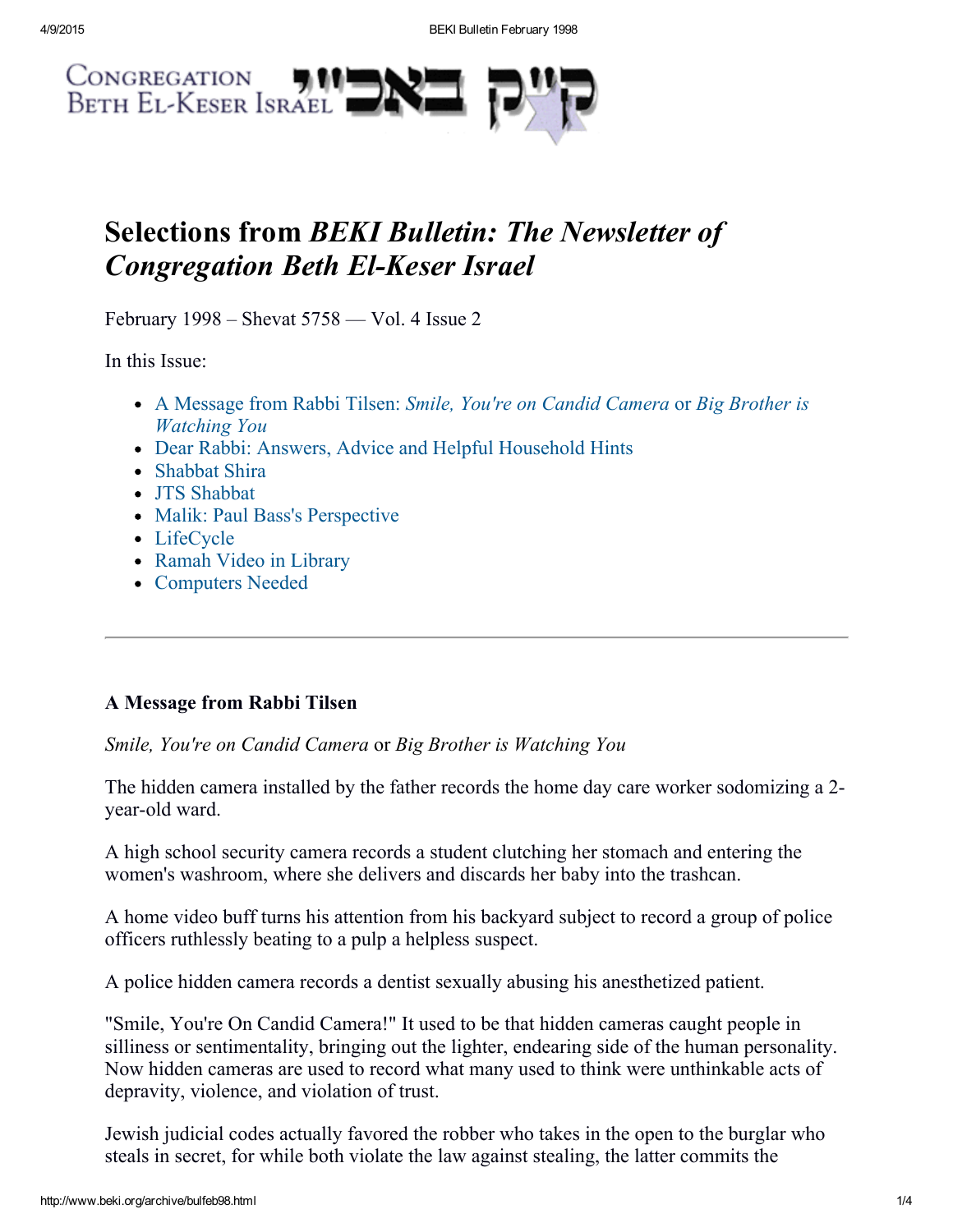Congregation Beth El-Keser Israel קי״ק באכ״י

# Selections from *BEKI Bulletin: The Newsletter of Congregation Beth El-Keser Israel*

February 1998 – Shevat 5758 — Vol. 4 Issue 2

In this Issue:

- A Message from Rabbi Tilsen: *Smile, You're on Candid Camera* or *Big Brother is Watching You*
- Dear Rabbi: Answers, Advice and Helpful Household Hints
- Shabbat Shira
- JTS Shabbat
- Malik: Paul Bass's Perspective
- LifeCycle
- Ramah Video in Library
- Computers Needed

---

### A Message from Rabbi Tilsen

*Smile, You're on Candid Camera* or *Big Brother is Watching You*

The hidden camera installed by the father records the home day care worker sodomizing a 2-year-old ward.

A high school security camera records a student clutching her stomach and entering the women's washroom, where she delivers and discards her baby into the trashcan.

A home video buff turns his attention from his backyard subject to record a group of police officers ruthlessly beating to a pulp a helpless suspect.

A police hidden camera records a dentist sexually abusing his anesthetized patient.

"Smile, You're On Candid Camera!" It used to be that hidden cameras caught people in silliness or sentimentality, bringing out the lighter, endearing side of the human personality. Now hidden cameras are used to record what many used to think were unthinkable acts of depravity, violence, and violation of trust.

Jewish judicial codes actually favored the robber who takes in the open to the burglar who steals in secret, for while both violate the law against stealing, the latter commits the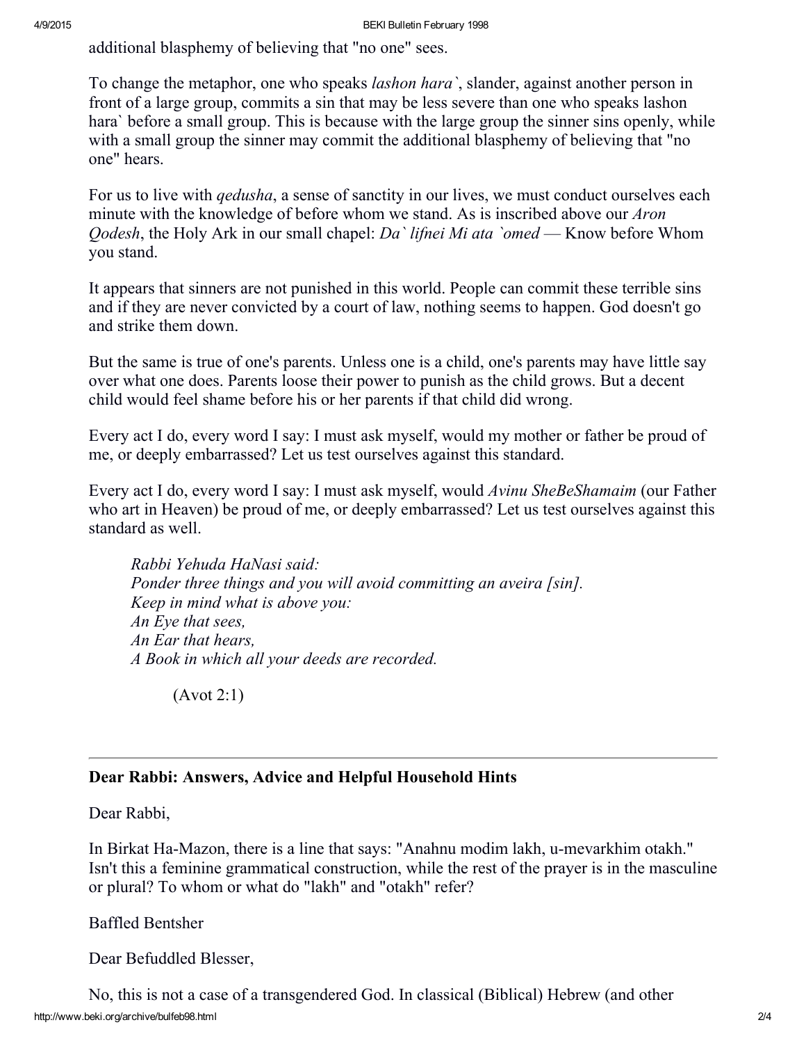additional blasphemy of believing that "no one" sees.

To change the metaphor, one who speaks *lashon hara`*, slander, against another person in front of a large group, commits a sin that may be less severe than one who speaks lashon hara` before a small group. This is because with the large group the sinner sins openly, while with a small group the sinner may commit the additional blasphemy of believing that "no one" hears.

For us to live with *qedusha*, a sense of sanctity in our lives, we must conduct ourselves each minute with the knowledge of before whom we stand. As is inscribed above our *Aron Qodesh*, the Holy Ark in our small chapel: *Da` lifnei Mi ata `omed* — Know before Whom you stand.

It appears that sinners are not punished in this world. People can commit these terrible sins and if they are never convicted by a court of law, nothing seems to happen. God doesn't go and strike them down.

But the same is true of one's parents. Unless one is a child, one's parents may have little say over what one does. Parents loose their power to punish as the child grows. But a decent child would feel shame before his or her parents if that child did wrong.

Every act I do, every word I say: I must ask myself, would my mother or father be proud of me, or deeply embarrassed? Let us test ourselves against this standard.

Every act I do, every word I say: I must ask myself, would *Avinu SheBeShamaim* (our Father who art in Heaven) be proud of me, or deeply embarrassed? Let us test ourselves against this standard as well.

> *Rabbi Yehuda HaNasi said:*
> *Ponder three things and you will avoid committing an aveira [sin].*
> *Keep in mind what is above you:*
> *An Eye that sees,*
> *An Ear that hears,*
> *A Book in which all your deeds are recorded.*
>
> (Avot 2:1)

---

**Dear Rabbi: Answers, Advice and Helpful Household Hints**

Dear Rabbi,

In Birkat Ha-Mazon, there is a line that says: "Anahnu modim lakh, u-mevarkhim otakh." Isn't this a feminine grammatical construction, while the rest of the prayer is in the masculine or plural? To whom or what do "lakh" and "otakh" refer?

Baffled Bentsher

Dear Befuddled Blesser,

No, this is not a case of a transgendered God. In classical (Biblical) Hebrew (and other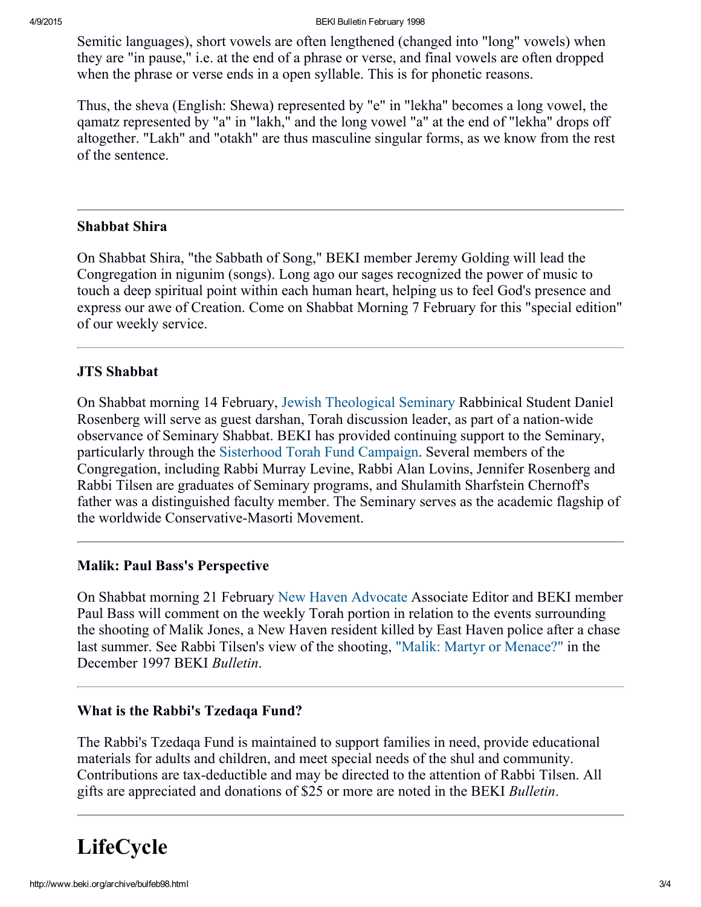Semitic languages), short vowels are often lengthened (changed into "long" vowels) when they are "in pause," i.e. at the end of a phrase or verse, and final vowels are often dropped when the phrase or verse ends in a open syllable. This is for phonetic reasons.

Thus, the sheva (English: Shewa) represented by "e" in "lekha" becomes a long vowel, the qamatz represented by "a" in "lakh," and the long vowel "a" at the end of "lekha" drops off altogether. "Lakh" and "otakh" are thus masculine singular forms, as we know from the rest of the sentence.

---

### Shabbat Shira

On Shabbat Shira, "the Sabbath of Song," BEKI member Jeremy Golding will lead the Congregation in nigunim (songs). Long ago our sages recognized the power of music to touch a deep spiritual point within each human heart, helping us to feel God's presence and express our awe of Creation. Come on Shabbat Morning 7 February for this "special edition" of our weekly service.

---

### JTS Shabbat

On Shabbat morning 14 February, Jewish Theological Seminary Rabbinical Student Daniel Rosenberg will serve as guest darshan, Torah discussion leader, as part of a nation-wide observance of Seminary Shabbat. BEKI has provided continuing support to the Seminary, particularly through the Sisterhood Torah Fund Campaign. Several members of the Congregation, including Rabbi Murray Levine, Rabbi Alan Lovins, Jennifer Rosenberg and Rabbi Tilsen are graduates of Seminary programs, and Shulamith Sharfstein Chernoff's father was a distinguished faculty member. The Seminary serves as the academic flagship of the worldwide Conservative-Masorti Movement.

---

### Malik: Paul Bass's Perspective

On Shabbat morning 21 February New Haven Advocate Associate Editor and BEKI member Paul Bass will comment on the weekly Torah portion in relation to the events surrounding the shooting of Malik Jones, a New Haven resident killed by East Haven police after a chase last summer. See Rabbi Tilsen's view of the shooting, "Malik: Martyr or Menace?" in the December 1997 BEKI *Bulletin*.

---

### What is the Rabbi's Tzedaqa Fund?

The Rabbi's Tzedaqa Fund is maintained to support families in need, provide educational materials for adults and children, and meet special needs of the shul and community. Contributions are tax-deductible and may be directed to the attention of Rabbi Tilsen. All gifts are appreciated and donations of $25 or more are noted in the BEKI *Bulletin*.

---

# LifeCycle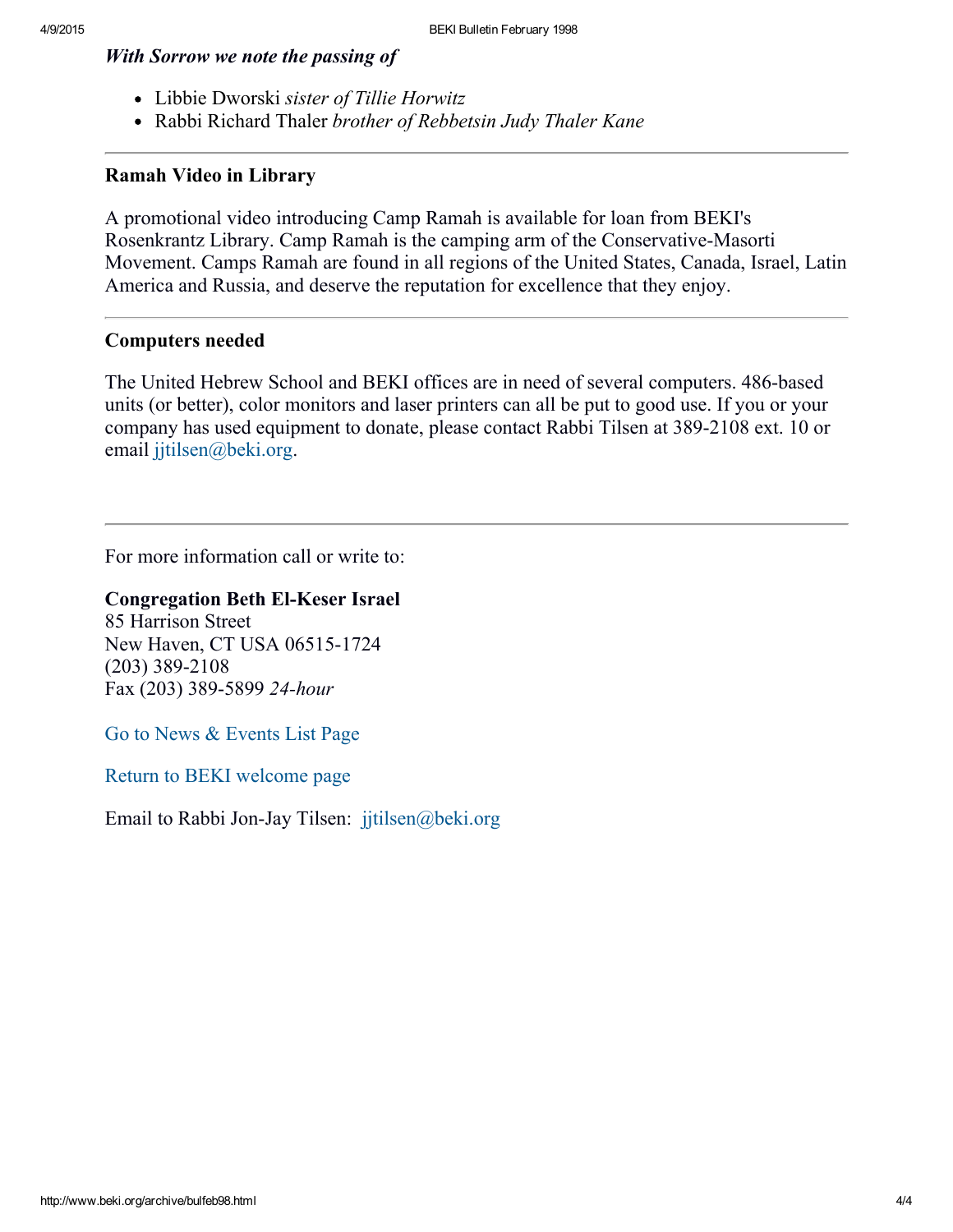*With Sorrow we note the passing of*

- Libbie Dworski *sister of Tillie Horwitz*
- Rabbi Richard Thaler *brother of Rebbetsin Judy Thaler Kane*

---

**Ramah Video in Library**

A promotional video introducing Camp Ramah is available for loan from BEKI's Rosenkrantz Library. Camp Ramah is the camping arm of the Conservative-Masorti Movement. Camps Ramah are found in all regions of the United States, Canada, Israel, Latin America and Russia, and deserve the reputation for excellence that they enjoy.

---

**Computers needed**

The United Hebrew School and BEKI offices are in need of several computers. 486-based units (or better), color monitors and laser printers can all be put to good use. If you or your company has used equipment to donate, please contact Rabbi Tilsen at 389-2108 ext. 10 or email jjtilsen@beki.org.

---

For more information call or write to:

**Congregation Beth El-Keser Israel**
85 Harrison Street
New Haven, CT USA 06515-1724
(203) 389-2108
Fax (203) 389-5899 *24-hour*

Go to News & Events List Page

Return to BEKI welcome page

Email to Rabbi Jon-Jay Tilsen: jjtilsen@beki.org